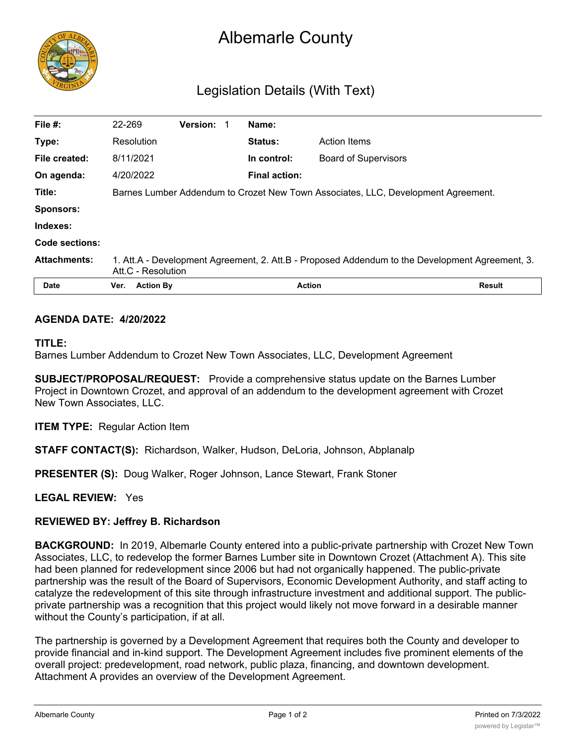# Albemarle County

## Legislation Details (With Text)

| | | | | | |
|---|---|---|---|---|---|
| **File #:** | 22-269 | **Version:** 1 | **Name:** | | |
| **Type:** | Resolution | | **Status:** | Action Items | |
| **File created:** | 8/11/2021 | | **In control:** | Board of Supervisors | |
| **On agenda:** | 4/20/2022 | | **Final action:** | | |
| **Title:** | Barnes Lumber Addendum to Crozet New Town Associates, LLC, Development Agreement. | | | | |
| **Sponsors:** | | | | | |
| **Indexes:** | | | | | |
| **Code sections:** | | | | | |
| **Attachments:** | 1. Att.A - Development Agreement, 2. Att.B - Proposed Addendum to the Development Agreement, 3. Att.C - Resolution | | | | |

| Date | Ver. | Action By | Action | Result |
|---|---|---|---|---|

**AGENDA DATE: 4/20/2022**

**TITLE:**
Barnes Lumber Addendum to Crozet New Town Associates, LLC, Development Agreement

**SUBJECT/PROPOSAL/REQUEST:** Provide a comprehensive status update on the Barnes Lumber Project in Downtown Crozet, and approval of an addendum to the development agreement with Crozet New Town Associates, LLC.

**ITEM TYPE:** Regular Action Item

**STAFF CONTACT(S):** Richardson, Walker, Hudson, DeLoria, Johnson, Abplanalp

**PRESENTER (S):** Doug Walker, Roger Johnson, Lance Stewart, Frank Stoner

**LEGAL REVIEW:** Yes

**REVIEWED BY: Jeffrey B. Richardson**

**BACKGROUND:** In 2019, Albemarle County entered into a public-private partnership with Crozet New Town Associates, LLC, to redevelop the former Barnes Lumber site in Downtown Crozet (Attachment A). This site had been planned for redevelopment since 2006 but had not organically happened. The public-private partnership was the result of the Board of Supervisors, Economic Development Authority, and staff acting to catalyze the redevelopment of this site through infrastructure investment and additional support. The public-private partnership was a recognition that this project would likely not move forward in a desirable manner without the County's participation, if at all.

The partnership is governed by a Development Agreement that requires both the County and developer to provide financial and in-kind support. The Development Agreement includes five prominent elements of the overall project: predevelopment, road network, public plaza, financing, and downtown development. Attachment A provides an overview of the Development Agreement.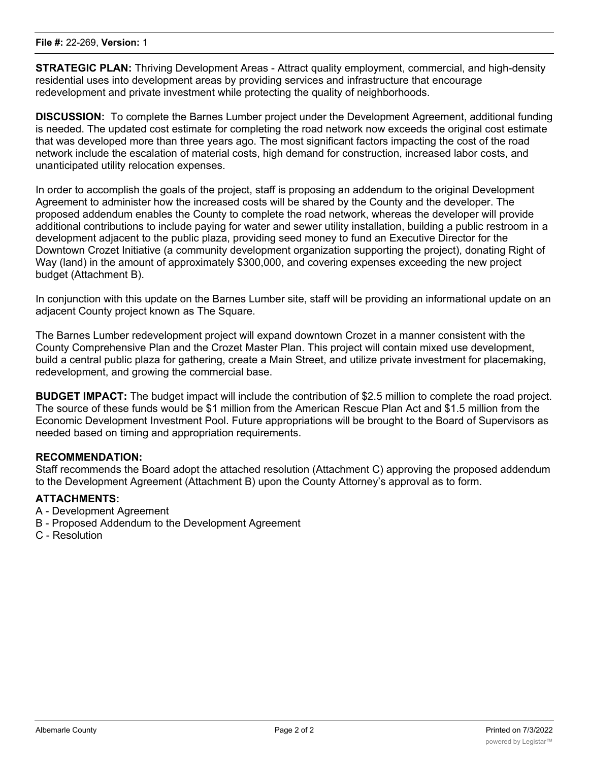**STRATEGIC PLAN:** Thriving Development Areas - Attract quality employment, commercial, and high-density residential uses into development areas by providing services and infrastructure that encourage redevelopment and private investment while protecting the quality of neighborhoods.

**DISCUSSION:** To complete the Barnes Lumber project under the Development Agreement, additional funding is needed. The updated cost estimate for completing the road network now exceeds the original cost estimate that was developed more than three years ago. The most significant factors impacting the cost of the road network include the escalation of material costs, high demand for construction, increased labor costs, and unanticipated utility relocation expenses.

In order to accomplish the goals of the project, staff is proposing an addendum to the original Development Agreement to administer how the increased costs will be shared by the County and the developer. The proposed addendum enables the County to complete the road network, whereas the developer will provide additional contributions to include paying for water and sewer utility installation, building a public restroom in a development adjacent to the public plaza, providing seed money to fund an Executive Director for the Downtown Crozet Initiative (a community development organization supporting the project), donating Right of Way (land) in the amount of approximately $300,000, and covering expenses exceeding the new project budget (Attachment B).

In conjunction with this update on the Barnes Lumber site, staff will be providing an informational update on an adjacent County project known as The Square.

The Barnes Lumber redevelopment project will expand downtown Crozet in a manner consistent with the County Comprehensive Plan and the Crozet Master Plan. This project will contain mixed use development, build a central public plaza for gathering, create a Main Street, and utilize private investment for placemaking, redevelopment, and growing the commercial base.

**BUDGET IMPACT:** The budget impact will include the contribution of $2.5 million to complete the road project. The source of these funds would be $1 million from the American Rescue Plan Act and $1.5 million from the Economic Development Investment Pool. Future appropriations will be brought to the Board of Supervisors as needed based on timing and appropriation requirements.

**RECOMMENDATION:**
Staff recommends the Board adopt the attached resolution (Attachment C) approving the proposed addendum to the Development Agreement (Attachment B) upon the County Attorney's approval as to form.

**ATTACHMENTS:**
A - Development Agreement
B - Proposed Addendum to the Development Agreement
C - Resolution